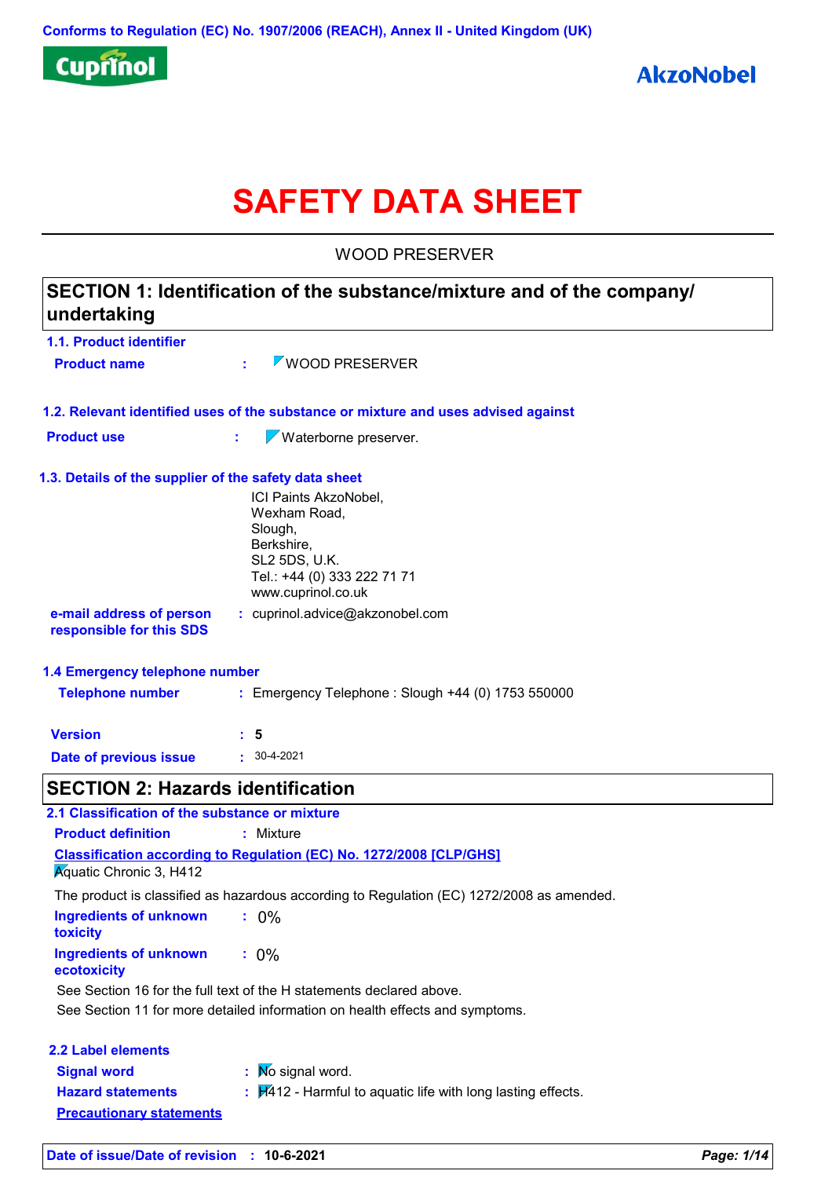Conforms to Regulation (EC) No. 1907/2006 (REACH), Annex II - United Kingdom (UK)

Cuprinol

AkzoNobel

# SAFETY DATA SHEET

WOOD PRESERVER

## SECTION 1: Identification of the substance/mixture and of the company/ undertaking

### 1.1. Product identifier

**Product name** : WOOD PRESERVER

### 1.2. Relevant identified uses of the substance or mixture and uses advised against

**Product use** : Waterborne preserver.

### 1.3. Details of the supplier of the safety data sheet

ICI Paints AkzoNobel,
Wexham Road,
Slough,
Berkshire,
SL2 5DS, U.K.
Tel.: +44 (0) 333 222 71 71
www.cuprinol.co.uk

**e-mail address of person responsible for this SDS** : cuprinol.advice@akzonobel.com

### 1.4 Emergency telephone number

**Telephone number** : Emergency Telephone : Slough +44 (0) 1753 550000

**Version** : **5**

**Date of previous issue** : 30-4-2021

## SECTION 2: Hazards identification

### 2.1 Classification of the substance or mixture

**Product definition** : Mixture

**Classification according to Regulation (EC) No. 1272/2008 [CLP/GHS]**

Aquatic Chronic 3, H412

The product is classified as hazardous according to Regulation (EC) 1272/2008 as amended.

**Ingredients of unknown toxicity** : 0%

**Ingredients of unknown ecotoxicity** : 0%

See Section 16 for the full text of the H statements declared above.

See Section 11 for more detailed information on health effects and symptoms.

### 2.2 Label elements

**Signal word** : No signal word.

**Hazard statements** : H412 - Harmful to aquatic life with long lasting effects.

**Precautionary statements**

**Date of issue/Date of revision** : **10-6-2021**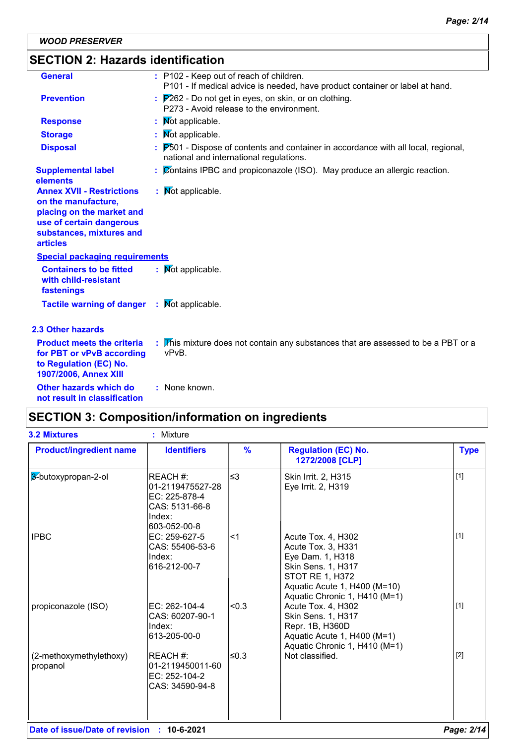**WOOD PRESERVER**

## SECTION 2: Hazards identification

| | | |
|---|---|---|
| **General** | : | P102 - Keep out of reach of children.<br>P101 - If medical advice is needed, have product container or label at hand. |
| **Prevention** | : | P262 - Do not get in eyes, on skin, or on clothing.<br>P273 - Avoid release to the environment. |
| **Response** | : | Not applicable. |
| **Storage** | : | Not applicable. |
| **Disposal** | : | P501 - Dispose of contents and container in accordance with all local, regional, national and international regulations. |
| **Supplemental label elements** | : | Contains IPBC and propiconazole (ISO). May produce an allergic reaction. |
| **Annex XVII - Restrictions on the manufacture, placing on the market and use of certain dangerous substances, mixtures and articles** | : | Not applicable. |

**Special packaging requirements**

| | | |
|---|---|---|
| **Containers to be fitted with child-resistant fastenings** | : | Not applicable. |
| **Tactile warning of danger** | : | Not applicable. |

### 2.3 Other hazards

| | | |
|---|---|---|
| **Product meets the criteria for PBT or vPvB according to Regulation (EC) No. 1907/2006, Annex XIII** | : | This mixture does not contain any substances that are assessed to be a PBT or a vPvB. |
| **Other hazards which do not result in classification** | : | None known. |

## SECTION 3: Composition/information on ingredients

**3.2 Mixtures** : Mixture

| Product/ingredient name | Identifiers | % | Regulation (EC) No. 1272/2008 [CLP] | Type |
|---|---|---|---|---|
| 3-butoxypropan-2-ol | REACH #: 01-2119475527-28<br>EC: 225-878-4<br>CAS: 5131-66-8<br>Index: 603-052-00-8 | ≤3 | Skin Irrit. 2, H315<br>Eye Irrit. 2, H319 | [1] |
| IPBC | EC: 259-627-5<br>CAS: 55406-53-6<br>Index: 616-212-00-7 | <1 | Acute Tox. 4, H302<br>Acute Tox. 3, H331<br>Eye Dam. 1, H318<br>Skin Sens. 1, H317<br>STOT RE 1, H372<br>Aquatic Acute 1, H400 (M=10)<br>Aquatic Chronic 1, H410 (M=1) | [1] |
| propiconazole (ISO) | EC: 262-104-4<br>CAS: 60207-90-1<br>Index: 613-205-00-0 | <0.3 | Acute Tox. 4, H302<br>Skin Sens. 1, H317<br>Repr. 1B, H360D<br>Aquatic Acute 1, H400 (M=1)<br>Aquatic Chronic 1, H410 (M=1) | [1] |
| (2-methoxymethylethoxy) propanol | REACH #: 01-2119450011-60<br>EC: 252-104-2<br>CAS: 34590-94-8 | ≤0.3 | Not classified. | [2] |

**Date of issue/Date of revision** : **10-6-2021**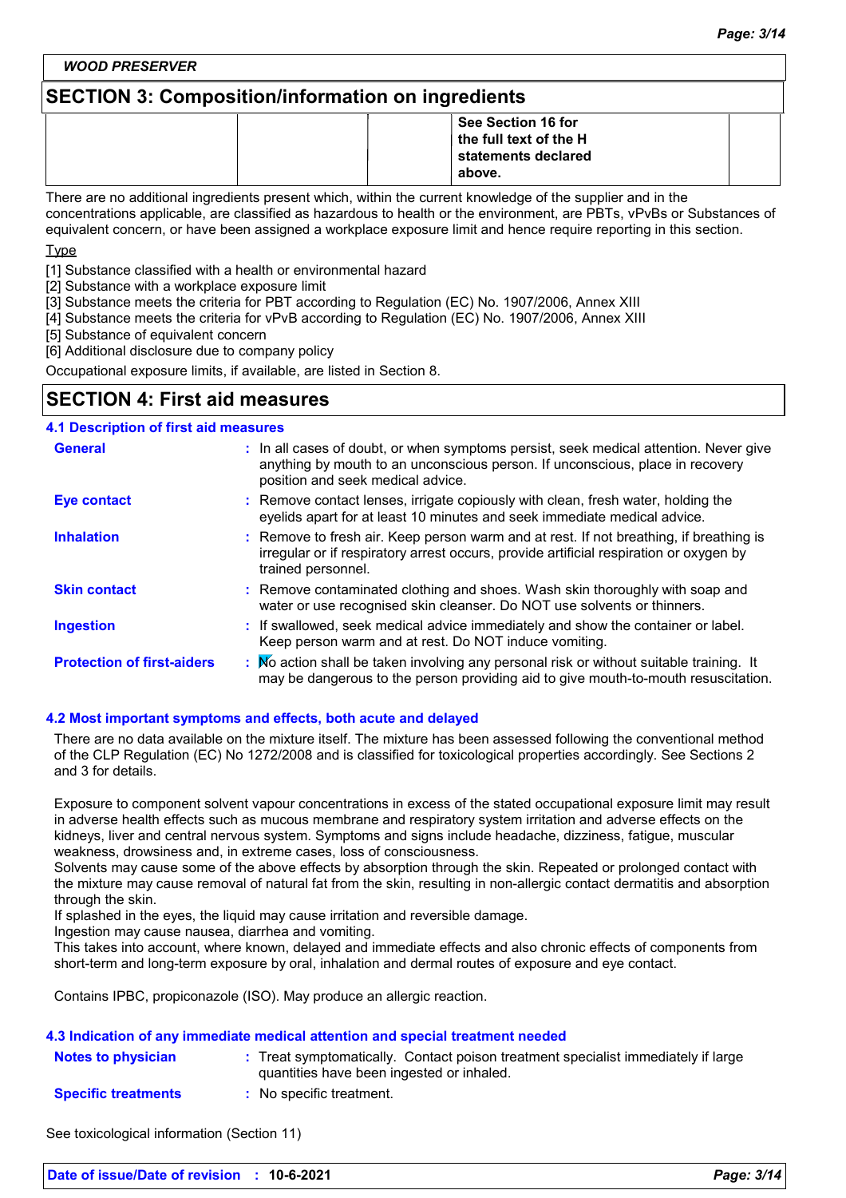## SECTION 3: Composition/information on ingredients

| | | | See Section 16 for the full text of the H statements declared above. | |
|---|---|---|---|---|

There are no additional ingredients present which, within the current knowledge of the supplier and in the concentrations applicable, are classified as hazardous to health or the environment, are PBTs, vPvBs or Substances of equivalent concern, or have been assigned a workplace exposure limit and hence require reporting in this section.

Type

[1] Substance classified with a health or environmental hazard
[2] Substance with a workplace exposure limit
[3] Substance meets the criteria for PBT according to Regulation (EC) No. 1907/2006, Annex XIII
[4] Substance meets the criteria for vPvB according to Regulation (EC) No. 1907/2006, Annex XIII
[5] Substance of equivalent concern
[6] Additional disclosure due to company policy

Occupational exposure limits, if available, are listed in Section 8.

## SECTION 4: First aid measures

### 4.1 Description of first aid measures

**General** : In all cases of doubt, or when symptoms persist, seek medical attention. Never give anything by mouth to an unconscious person. If unconscious, place in recovery position and seek medical advice.

**Eye contact** : Remove contact lenses, irrigate copiously with clean, fresh water, holding the eyelids apart for at least 10 minutes and seek immediate medical advice.

**Inhalation** : Remove to fresh air. Keep person warm and at rest. If not breathing, if breathing is irregular or if respiratory arrest occurs, provide artificial respiration or oxygen by trained personnel.

**Skin contact** : Remove contaminated clothing and shoes. Wash skin thoroughly with soap and water or use recognised skin cleanser. Do NOT use solvents or thinners.

**Ingestion** : If swallowed, seek medical advice immediately and show the container or label. Keep person warm and at rest. Do NOT induce vomiting.

**Protection of first-aiders** : No action shall be taken involving any personal risk or without suitable training. It may be dangerous to the person providing aid to give mouth-to-mouth resuscitation.

### 4.2 Most important symptoms and effects, both acute and delayed

There are no data available on the mixture itself. The mixture has been assessed following the conventional method of the CLP Regulation (EC) No 1272/2008 and is classified for toxicological properties accordingly. See Sections 2 and 3 for details.

Exposure to component solvent vapour concentrations in excess of the stated occupational exposure limit may result in adverse health effects such as mucous membrane and respiratory system irritation and adverse effects on the kidneys, liver and central nervous system. Symptoms and signs include headache, dizziness, fatigue, muscular weakness, drowsiness and, in extreme cases, loss of consciousness.
Solvents may cause some of the above effects by absorption through the skin. Repeated or prolonged contact with the mixture may cause removal of natural fat from the skin, resulting in non-allergic contact dermatitis and absorption through the skin.
If splashed in the eyes, the liquid may cause irritation and reversible damage.
Ingestion may cause nausea, diarrhea and vomiting.
This takes into account, where known, delayed and immediate effects and also chronic effects of components from short-term and long-term exposure by oral, inhalation and dermal routes of exposure and eye contact.

Contains IPBC, propiconazole (ISO). May produce an allergic reaction.

### 4.3 Indication of any immediate medical attention and special treatment needed

**Notes to physician** : Treat symptomatically. Contact poison treatment specialist immediately if large quantities have been ingested or inhaled.

**Specific treatments** : No specific treatment.

See toxicological information (Section 11)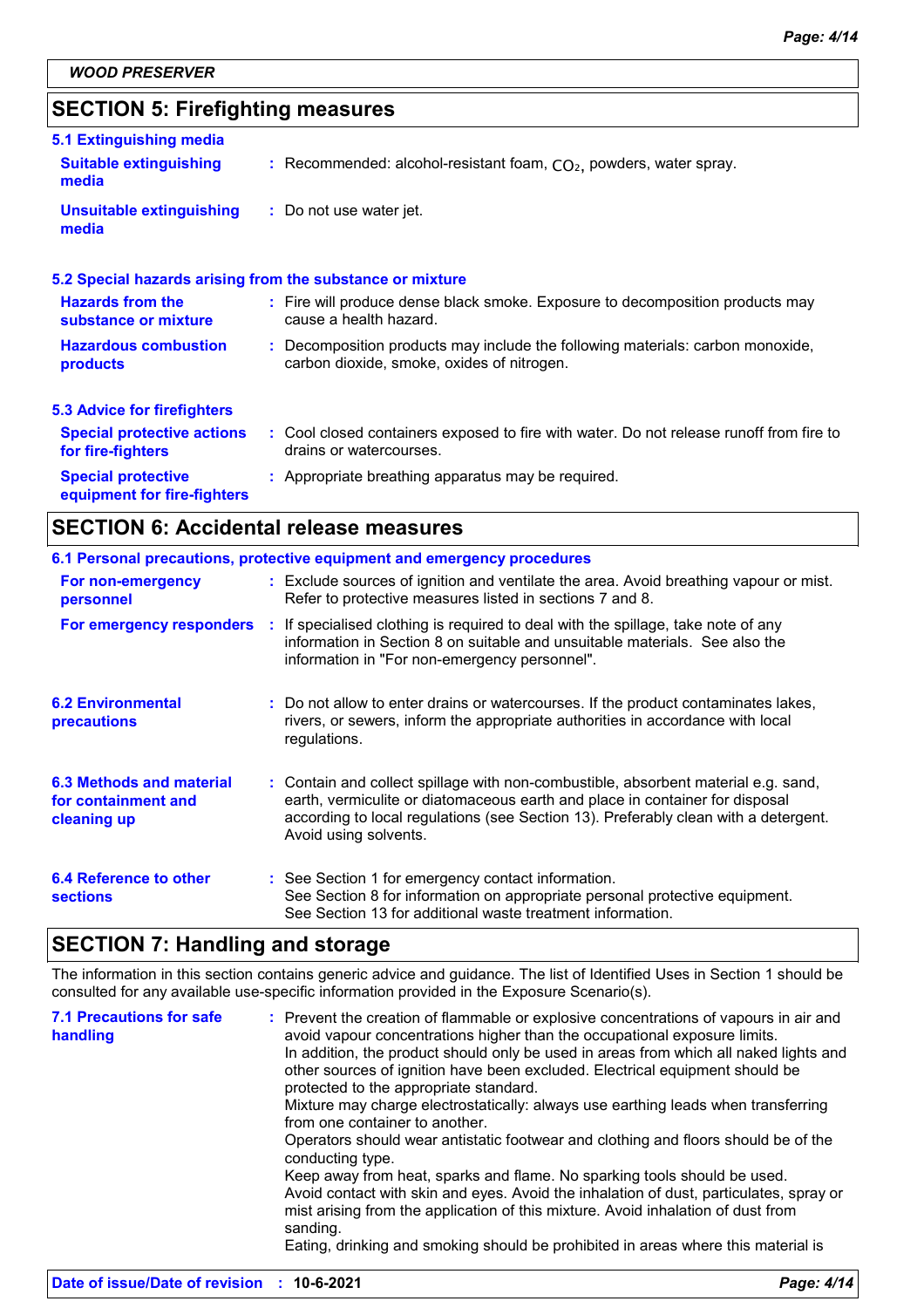## SECTION 5: Firefighting measures

### 5.1 Extinguishing media

**Suitable extinguishing media** : Recommended: alcohol-resistant foam, $CO_2$, powders, water spray.

**Unsuitable extinguishing media** : Do not use water jet.

### 5.2 Special hazards arising from the substance or mixture

**Hazards from the substance or mixture** : Fire will produce dense black smoke. Exposure to decomposition products may cause a health hazard.

**Hazardous combustion products** : Decomposition products may include the following materials: carbon monoxide, carbon dioxide, smoke, oxides of nitrogen.

### 5.3 Advice for firefighters

**Special protective actions for fire-fighters** : Cool closed containers exposed to fire with water. Do not release runoff from fire to drains or watercourses.

**Special protective equipment for fire-fighters** : Appropriate breathing apparatus may be required.

## SECTION 6: Accidental release measures

### 6.1 Personal precautions, protective equipment and emergency procedures

**For non-emergency personnel** : Exclude sources of ignition and ventilate the area. Avoid breathing vapour or mist. Refer to protective measures listed in sections 7 and 8.

**For emergency responders** : If specialised clothing is required to deal with the spillage, take note of any information in Section 8 on suitable and unsuitable materials. See also the information in "For non-emergency personnel".

**6.2 Environmental precautions** : Do not allow to enter drains or watercourses. If the product contaminates lakes, rivers, or sewers, inform the appropriate authorities in accordance with local regulations.

**6.3 Methods and material for containment and cleaning up** : Contain and collect spillage with non-combustible, absorbent material e.g. sand, earth, vermiculite or diatomaceous earth and place in container for disposal according to local regulations (see Section 13). Preferably clean with a detergent. Avoid using solvents.

**6.4 Reference to other sections** : See Section 1 for emergency contact information.
See Section 8 for information on appropriate personal protective equipment.
See Section 13 for additional waste treatment information.

## SECTION 7: Handling and storage

The information in this section contains generic advice and guidance. The list of Identified Uses in Section 1 should be consulted for any available use-specific information provided in the Exposure Scenario(s).

**7.1 Precautions for safe handling** : Prevent the creation of flammable or explosive concentrations of vapours in air and avoid vapour concentrations higher than the occupational exposure limits.
In addition, the product should only be used in areas from which all naked lights and other sources of ignition have been excluded. Electrical equipment should be protected to the appropriate standard.
Mixture may charge electrostatically: always use earthing leads when transferring from one container to another.
Operators should wear antistatic footwear and clothing and floors should be of the conducting type.
Keep away from heat, sparks and flame. No sparking tools should be used.
Avoid contact with skin and eyes. Avoid the inhalation of dust, particulates, spray or mist arising from the application of this mixture. Avoid inhalation of dust from sanding.
Eating, drinking and smoking should be prohibited in areas where this material is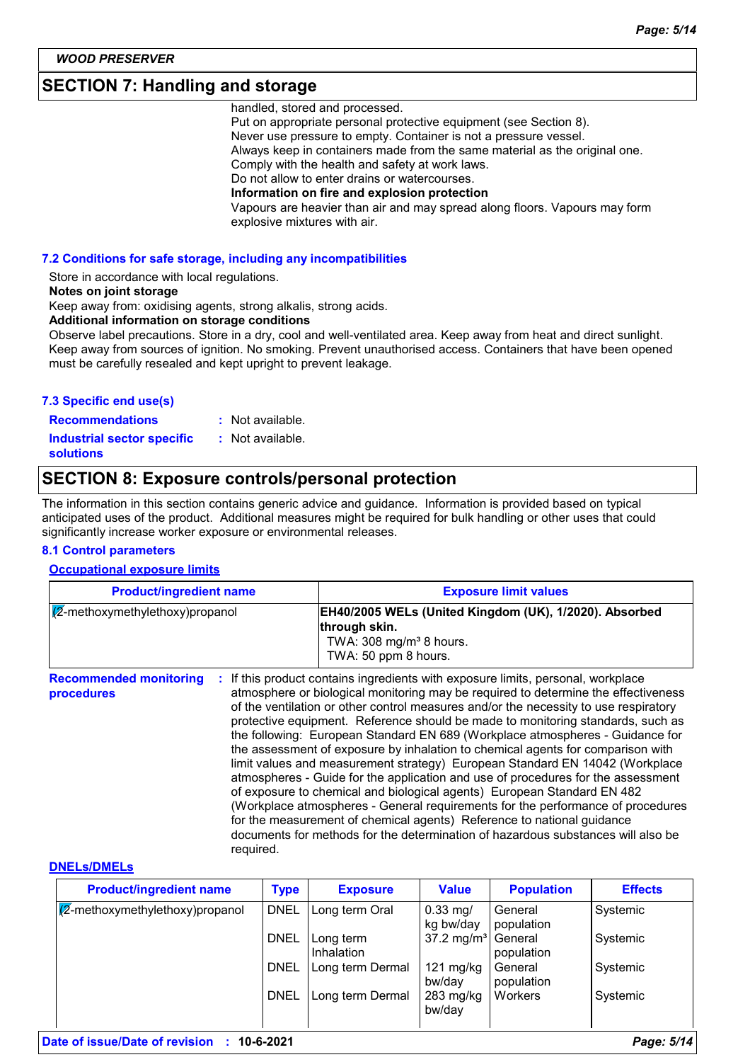*WOOD PRESERVER*

## SECTION 7: Handling and storage

handled, stored and processed.
Put on appropriate personal protective equipment (see Section 8).
Never use pressure to empty. Container is not a pressure vessel.
Always keep in containers made from the same material as the original one.
Comply with the health and safety at work laws.
Do not allow to enter drains or watercourses.

**Information on fire and explosion protection**

Vapours are heavier than air and may spread along floors. Vapours may form explosive mixtures with air.

### 7.2 Conditions for safe storage, including any incompatibilities

Store in accordance with local regulations.

**Notes on joint storage**

Keep away from: oxidising agents, strong alkalis, strong acids.

**Additional information on storage conditions**

Observe label precautions. Store in a dry, cool and well-ventilated area. Keep away from heat and direct sunlight. Keep away from sources of ignition. No smoking. Prevent unauthorised access. Containers that have been opened must be carefully resealed and kept upright to prevent leakage.

### 7.3 Specific end use(s)

**Recommendations** : Not available.

**Industrial sector specific solutions** : Not available.

## SECTION 8: Exposure controls/personal protection

The information in this section contains generic advice and guidance. Information is provided based on typical anticipated uses of the product. Additional measures might be required for bulk handling or other uses that could significantly increase worker exposure or environmental releases.

### 8.1 Control parameters

**Occupational exposure limits**

| Product/ingredient name | Exposure limit values |
|---|---|
| (2-methoxymethylethoxy)propanol | **EH40/2005 WELs (United Kingdom (UK), 1/2020). Absorbed through skin.** TWA: 308 mg/m³ 8 hours. TWA: 50 ppm 8 hours. |

**Recommended monitoring procedures** : If this product contains ingredients with exposure limits, personal, workplace atmosphere or biological monitoring may be required to determine the effectiveness of the ventilation or other control measures and/or the necessity to use respiratory protective equipment. Reference should be made to monitoring standards, such as the following: European Standard EN 689 (Workplace atmospheres - Guidance for the assessment of exposure by inhalation to chemical agents for comparison with limit values and measurement strategy) European Standard EN 14042 (Workplace atmospheres - Guide for the application and use of procedures for the assessment of exposure to chemical and biological agents) European Standard EN 482 (Workplace atmospheres - General requirements for the performance of procedures for the measurement of chemical agents) Reference to national guidance documents for methods for the determination of hazardous substances will also be required.

**DNELs/DMELs**

| Product/ingredient name | Type | Exposure | Value | Population | Effects |
|---|---|---|---|---|---|
| (2-methoxymethylethoxy)propanol | DNEL | Long term Oral | 0.33 mg/kg bw/day | General population | Systemic |
| | DNEL | Long term Inhalation | 37.2 mg/m³ | General population | Systemic |
| | DNEL | Long term Dermal | 121 mg/kg bw/day | General population | Systemic |
| | DNEL | Long term Dermal | 283 mg/kg bw/day | Workers | Systemic |

**Date of issue/Date of revision** : **10-6-2021**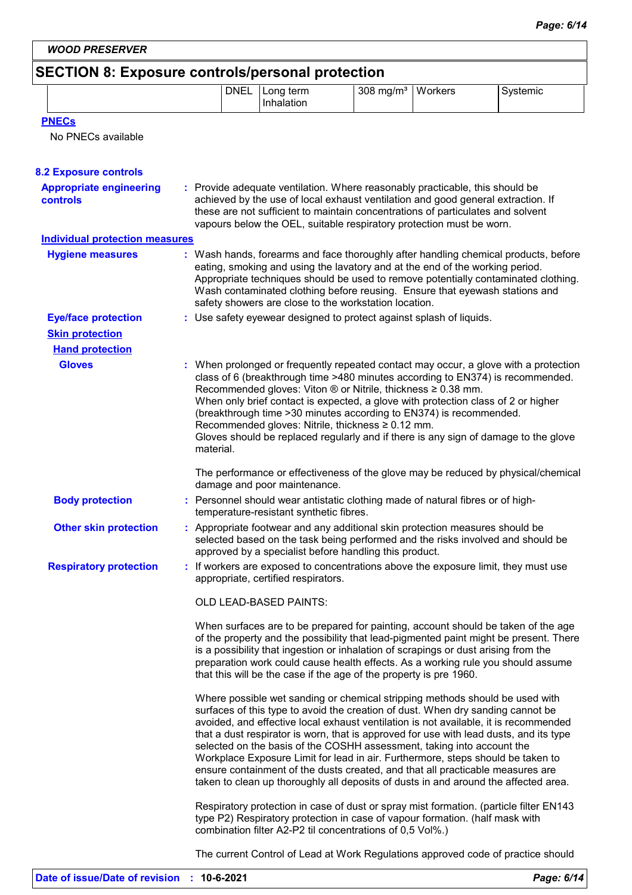WOOD PRESERVER

## SECTION 8: Exposure controls/personal protection

| | | | | | |
|---|---|---|---|---|---|
| | DNEL | Long term Inhalation | 308 mg/m³ | Workers | Systemic |

**PNECs**

No PNECs available

### 8.2 Exposure controls

**Appropriate engineering controls** : Provide adequate ventilation. Where reasonably practicable, this should be achieved by the use of local exhaust ventilation and good general extraction. If these are not sufficient to maintain concentrations of particulates and solvent vapours below the OEL, suitable respiratory protection must be worn.

**Individual protection measures**

**Hygiene measures** : Wash hands, forearms and face thoroughly after handling chemical products, before eating, smoking and using the lavatory and at the end of the working period. Appropriate techniques should be used to remove potentially contaminated clothing. Wash contaminated clothing before reusing. Ensure that eyewash stations and safety showers are close to the workstation location.

**Eye/face protection** : Use safety eyewear designed to protect against splash of liquids.

**Skin protection**

**Hand protection**

**Gloves** : When prolonged or frequently repeated contact may occur, a glove with a protection class of 6 (breakthrough time >480 minutes according to EN374) is recommended. Recommended gloves: Viton ® or Nitrile, thickness ≥ 0.38 mm.
When only brief contact is expected, a glove with protection class of 2 or higher (breakthrough time >30 minutes according to EN374) is recommended. Recommended gloves: Nitrile, thickness ≥ 0.12 mm.
Gloves should be replaced regularly and if there is any sign of damage to the glove material.

The performance or effectiveness of the glove may be reduced by physical/chemical damage and poor maintenance.

**Body protection** : Personnel should wear antistatic clothing made of natural fibres or of high-temperature-resistant synthetic fibres.

**Other skin protection** : Appropriate footwear and any additional skin protection measures should be selected based on the task being performed and the risks involved and should be approved by a specialist before handling this product.

**Respiratory protection** : If workers are exposed to concentrations above the exposure limit, they must use appropriate, certified respirators.

OLD LEAD-BASED PAINTS:

When surfaces are to be prepared for painting, account should be taken of the age of the property and the possibility that lead-pigmented paint might be present. There is a possibility that ingestion or inhalation of scrapings or dust arising from the preparation work could cause health effects. As a working rule you should assume that this will be the case if the age of the property is pre 1960.

Where possible wet sanding or chemical stripping methods should be used with surfaces of this type to avoid the creation of dust. When dry sanding cannot be avoided, and effective local exhaust ventilation is not available, it is recommended that a dust respirator is worn, that is approved for use with lead dusts, and its type selected on the basis of the COSHH assessment, taking into account the Workplace Exposure Limit for lead in air. Furthermore, steps should be taken to ensure containment of the dusts created, and that all practicable measures are taken to clean up thoroughly all deposits of dusts in and around the affected area.

Respiratory protection in case of dust or spray mist formation. (particle filter EN143 type P2) Respiratory protection in case of vapour formation. (half mask with combination filter A2-P2 til concentrations of 0,5 Vol%.)

The current Control of Lead at Work Regulations approved code of practice should

Date of issue/Date of revision : 10-6-2021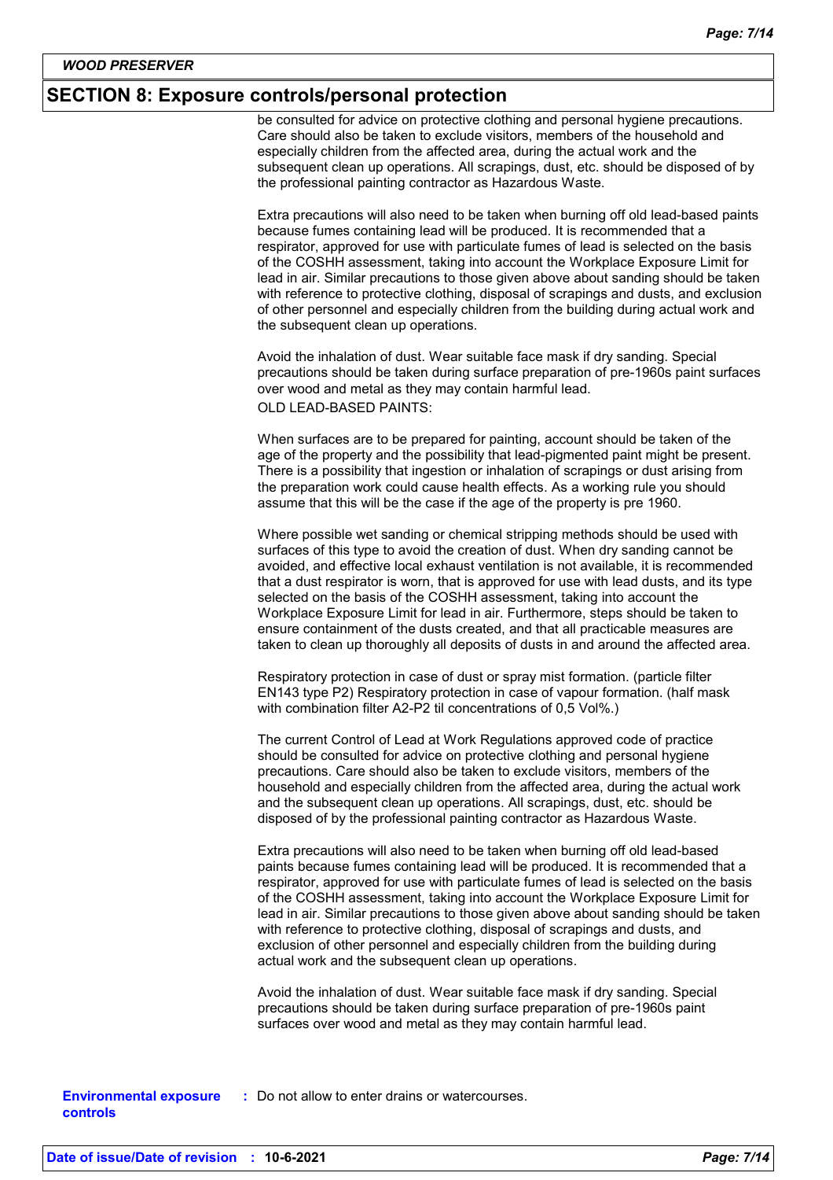## SECTION 8: Exposure controls/personal protection

be consulted for advice on protective clothing and personal hygiene precautions. Care should also be taken to exclude visitors, members of the household and especially children from the affected area, during the actual work and the subsequent clean up operations. All scrapings, dust, etc. should be disposed of by the professional painting contractor as Hazardous Waste.

Extra precautions will also need to be taken when burning off old lead-based paints because fumes containing lead will be produced. It is recommended that a respirator, approved for use with particulate fumes of lead is selected on the basis of the COSHH assessment, taking into account the Workplace Exposure Limit for lead in air. Similar precautions to those given above about sanding should be taken with reference to protective clothing, disposal of scrapings and dusts, and exclusion of other personnel and especially children from the building during actual work and the subsequent clean up operations.

Avoid the inhalation of dust. Wear suitable face mask if dry sanding. Special precautions should be taken during surface preparation of pre-1960s paint surfaces over wood and metal as they may contain harmful lead.

OLD LEAD-BASED PAINTS:

When surfaces are to be prepared for painting, account should be taken of the age of the property and the possibility that lead-pigmented paint might be present. There is a possibility that ingestion or inhalation of scrapings or dust arising from the preparation work could cause health effects. As a working rule you should assume that this will be the case if the age of the property is pre 1960.

Where possible wet sanding or chemical stripping methods should be used with surfaces of this type to avoid the creation of dust. When dry sanding cannot be avoided, and effective local exhaust ventilation is not available, it is recommended that a dust respirator is worn, that is approved for use with lead dusts, and its type selected on the basis of the COSHH assessment, taking into account the Workplace Exposure Limit for lead in air. Furthermore, steps should be taken to ensure containment of the dusts created, and that all practicable measures are taken to clean up thoroughly all deposits of dusts in and around the affected area.

Respiratory protection in case of dust or spray mist formation. (particle filter EN143 type P2) Respiratory protection in case of vapour formation. (half mask with combination filter A2-P2 til concentrations of 0,5 Vol%.)

The current Control of Lead at Work Regulations approved code of practice should be consulted for advice on protective clothing and personal hygiene precautions. Care should also be taken to exclude visitors, members of the household and especially children from the affected area, during the actual work and the subsequent clean up operations. All scrapings, dust, etc. should be disposed of by the professional painting contractor as Hazardous Waste.

Extra precautions will also need to be taken when burning off old lead-based paints because fumes containing lead will be produced. It is recommended that a respirator, approved for use with particulate fumes of lead is selected on the basis of the COSHH assessment, taking into account the Workplace Exposure Limit for lead in air. Similar precautions to those given above about sanding should be taken with reference to protective clothing, disposal of scrapings and dusts, and exclusion of other personnel and especially children from the building during actual work and the subsequent clean up operations.

Avoid the inhalation of dust. Wear suitable face mask if dry sanding. Special precautions should be taken during surface preparation of pre-1960s paint surfaces over wood and metal as they may contain harmful lead.

**Environmental exposure controls** : Do not allow to enter drains or watercourses.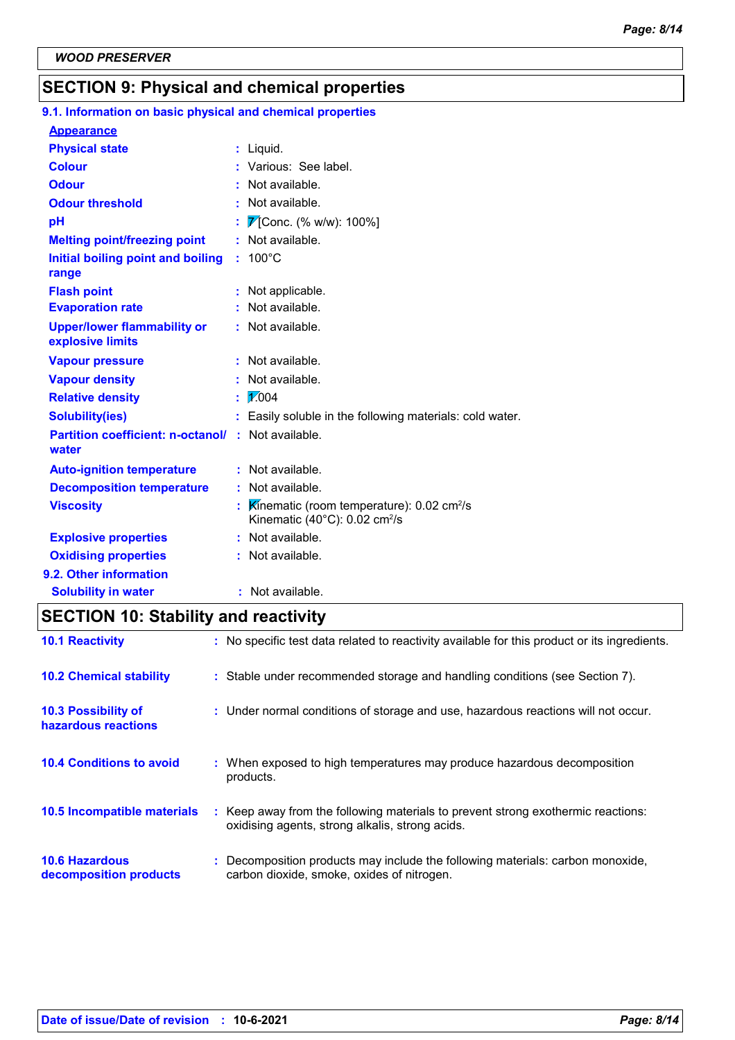WOOD PRESERVER

## SECTION 9: Physical and chemical properties

### 9.1. Information on basic physical and chemical properties

**Appearance**

| | | |
|---|---|---|
| **Physical state** | : | Liquid. |
| **Colour** | : | Various: See label. |
| **Odour** | : | Not available. |
| **Odour threshold** | : | Not available. |
| **pH** | : | 7 [Conc. (% w/w): 100%] |
| **Melting point/freezing point** | : | Not available. |
| **Initial boiling point and boiling range** | : | 100°C |
| **Flash point** | : | Not applicable. |
| **Evaporation rate** | : | Not available. |
| **Upper/lower flammability or explosive limits** | : | Not available. |
| **Vapour pressure** | : | Not available. |
| **Vapour density** | : | Not available. |
| **Relative density** | : | 1.004 |
| **Solubility(ies)** | : | Easily soluble in the following materials: cold water. |
| **Partition coefficient: n-octanol/ water** | : | Not available. |
| **Auto-ignition temperature** | : | Not available. |
| **Decomposition temperature** | : | Not available. |
| **Viscosity** | : | Kinematic (room temperature): 0.02 $cm^2/s$<br>Kinematic (40°C): 0.02 $cm^2/s$ |
| **Explosive properties** | : | Not available. |
| **Oxidising properties** | : | Not available. |

### 9.2. Other information

| | | |
|---|---|---|
| **Solubility in water** | : | Not available. |

## SECTION 10: Stability and reactivity

| | | |
|---|---|---|
| **10.1 Reactivity** | : | No specific test data related to reactivity available for this product or its ingredients. |
| **10.2 Chemical stability** | : | Stable under recommended storage and handling conditions (see Section 7). |
| **10.3 Possibility of hazardous reactions** | : | Under normal conditions of storage and use, hazardous reactions will not occur. |
| **10.4 Conditions to avoid** | : | When exposed to high temperatures may produce hazardous decomposition products. |
| **10.5 Incompatible materials** | : | Keep away from the following materials to prevent strong exothermic reactions: oxidising agents, strong alkalis, strong acids. |
| **10.6 Hazardous decomposition products** | : | Decomposition products may include the following materials: carbon monoxide, carbon dioxide, smoke, oxides of nitrogen. |

**Date of issue/Date of revision** : **10-6-2021**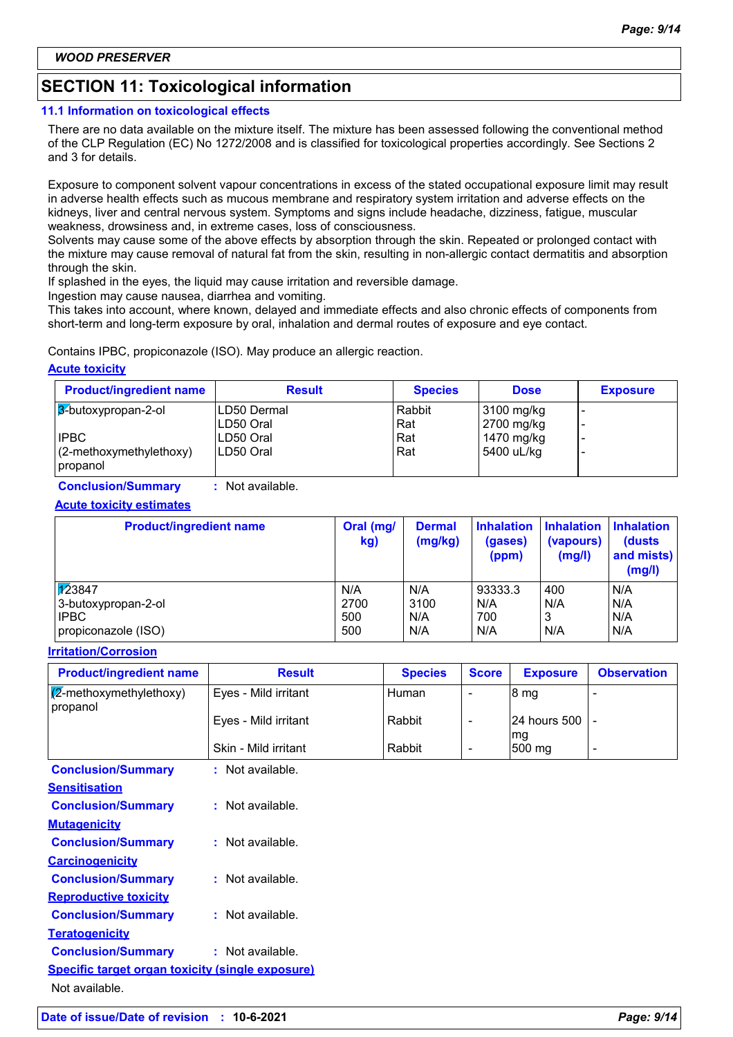WOOD PRESERVER

## SECTION 11: Toxicological information

### 11.1 Information on toxicological effects

There are no data available on the mixture itself. The mixture has been assessed following the conventional method of the CLP Regulation (EC) No 1272/2008 and is classified for toxicological properties accordingly. See Sections 2 and 3 for details.

Exposure to component solvent vapour concentrations in excess of the stated occupational exposure limit may result in adverse health effects such as mucous membrane and respiratory system irritation and adverse effects on the kidneys, liver and central nervous system. Symptoms and signs include headache, dizziness, fatigue, muscular weakness, drowsiness and, in extreme cases, loss of consciousness.
Solvents may cause some of the above effects by absorption through the skin. Repeated or prolonged contact with the mixture may cause removal of natural fat from the skin, resulting in non-allergic contact dermatitis and absorption through the skin.
If splashed in the eyes, the liquid may cause irritation and reversible damage.
Ingestion may cause nausea, diarrhea and vomiting.
This takes into account, where known, delayed and immediate effects and also chronic effects of components from short-term and long-term exposure by oral, inhalation and dermal routes of exposure and eye contact.

Contains IPBC, propiconazole (ISO). May produce an allergic reaction.

**Acute toxicity**

| Product/ingredient name | Result | Species | Dose | Exposure |
|---|---|---|---|---|
| 3-butoxypropan-2-ol | LD50 Dermal | Rabbit | 3100 mg/kg | - |
| | LD50 Oral | Rat | 2700 mg/kg | - |
| IPBC | LD50 Oral | Rat | 1470 mg/kg | - |
| (2-methoxymethylethoxy) propanol | LD50 Oral | Rat | 5400 uL/kg | - |

**Conclusion/Summary** : Not available.

**Acute toxicity estimates**

| Product/ingredient name | Oral (mg/kg) | Dermal (mg/kg) | Inhalation (gases) (ppm) | Inhalation (vapours) (mg/l) | Inhalation (dusts and mists) (mg/l) |
|---|---|---|---|---|---|
| 123847 | N/A | N/A | 93333.3 | 400 | N/A |
| 3-butoxypropan-2-ol | 2700 | 3100 | N/A | N/A | N/A |
| IPBC | 500 | N/A | 700 | 3 | N/A |
| propiconazole (ISO) | 500 | N/A | N/A | N/A | N/A |

**Irritation/Corrosion**

| Product/ingredient name | Result | Species | Score | Exposure | Observation |
|---|---|---|---|---|---|
| (2-methoxymethylethoxy) propanol | Eyes - Mild irritant | Human | - | 8 mg | - |
| | Eyes - Mild irritant | Rabbit | - | 24 hours 500 mg | - |
| | Skin - Mild irritant | Rabbit | - | 500 mg | - |

**Conclusion/Summary** : Not available.

**Sensitisation**

**Conclusion/Summary** : Not available.

**Mutagenicity**

**Conclusion/Summary** : Not available.

**Carcinogenicity**

**Conclusion/Summary** : Not available.

**Reproductive toxicity**

**Conclusion/Summary** : Not available.

**Teratogenicity**

**Conclusion/Summary** : Not available.

**Specific target organ toxicity (single exposure)**

Not available.

Date of issue/Date of revision : 10-6-2021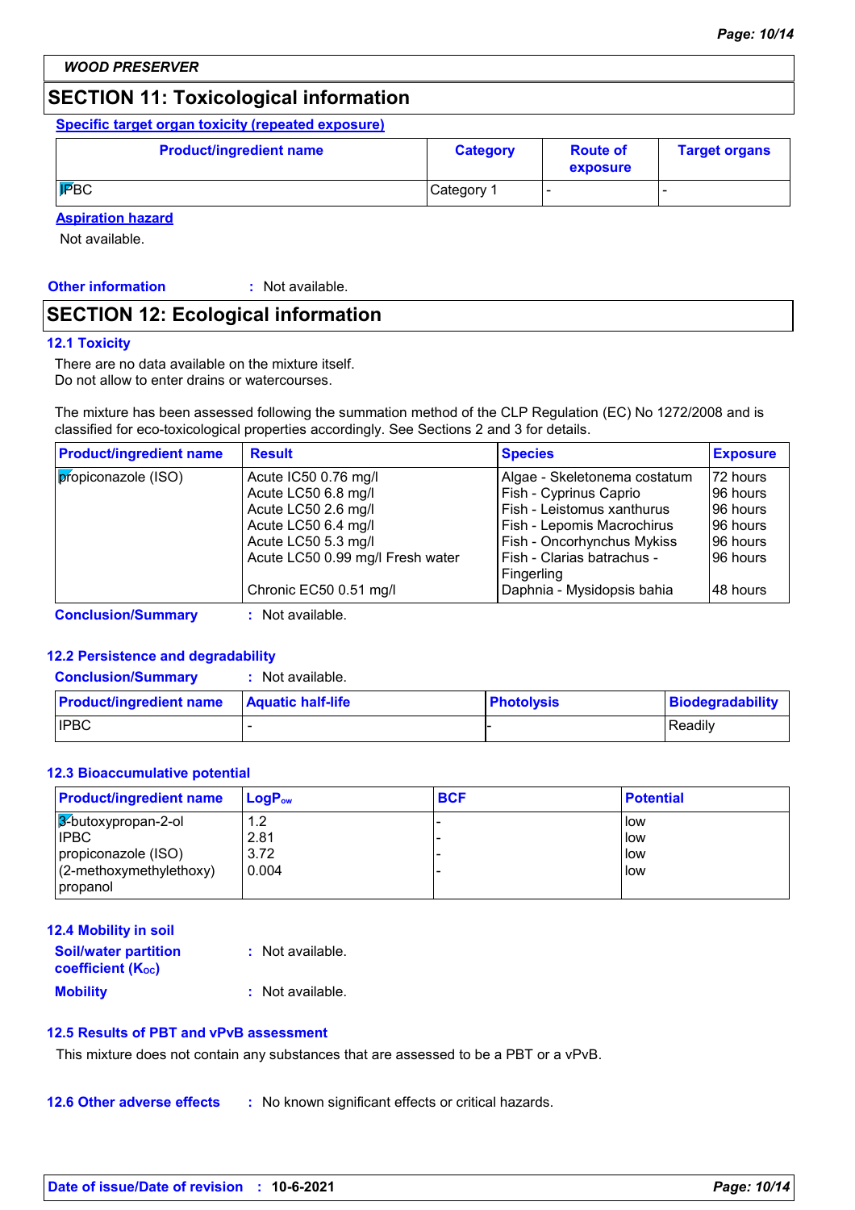## SECTION 11: Toxicological information

**Specific target organ toxicity (repeated exposure)**

| Product/ingredient name | Category | Route of exposure | Target organs |
|---|---|---|---|
| IPBC | Category 1 | - | - |

**Aspiration hazard**

Not available.

**Other information** : Not available.

## SECTION 12: Ecological information

### 12.1 Toxicity

There are no data available on the mixture itself.
Do not allow to enter drains or watercourses.

The mixture has been assessed following the summation method of the CLP Regulation (EC) No 1272/2008 and is classified for eco-toxicological properties accordingly. See Sections 2 and 3 for details.

| Product/ingredient name | Result | Species | Exposure |
|---|---|---|---|
| propiconazole (ISO) | Acute IC50 0.76 mg/l | Algae - Skeletonema costatum | 72 hours |
| | Acute LC50 6.8 mg/l | Fish - Cyprinus Caprio | 96 hours |
| | Acute LC50 2.6 mg/l | Fish - Leistomus xanthurus | 96 hours |
| | Acute LC50 6.4 mg/l | Fish - Lepomis Macrochirus | 96 hours |
| | Acute LC50 5.3 mg/l | Fish - Oncorhynchus Mykiss | 96 hours |
| | Acute LC50 0.99 mg/l Fresh water | Fish - Clarias batrachus - Fingerling | 96 hours |
| | Chronic EC50 0.51 mg/l | Daphnia - Mysidopsis bahia | 48 hours |

**Conclusion/Summary** : Not available.

### 12.2 Persistence and degradability

**Conclusion/Summary** : Not available.

| Product/ingredient name | Aquatic half-life | Photolysis | Biodegradability |
|---|---|---|---|
| IPBC | - | - | Readily |

### 12.3 Bioaccumulative potential

| Product/ingredient name | $LogP_{ow}$ | BCF | Potential |
|---|---|---|---|
| 3-butoxypropan-2-ol | 1.2 | - | low |
| IPBC | 2.81 | - | low |
| propiconazole (ISO) | 3.72 | - | low |
| (2-methoxymethylethoxy) propanol | 0.004 | - | low |

### 12.4 Mobility in soil

**Soil/water partition coefficient ($K_{OC}$)** : Not available.

**Mobility** : Not available.

### 12.5 Results of PBT and vPvB assessment

This mixture does not contain any substances that are assessed to be a PBT or a vPvB.

### 12.6 Other adverse effects

: No known significant effects or critical hazards.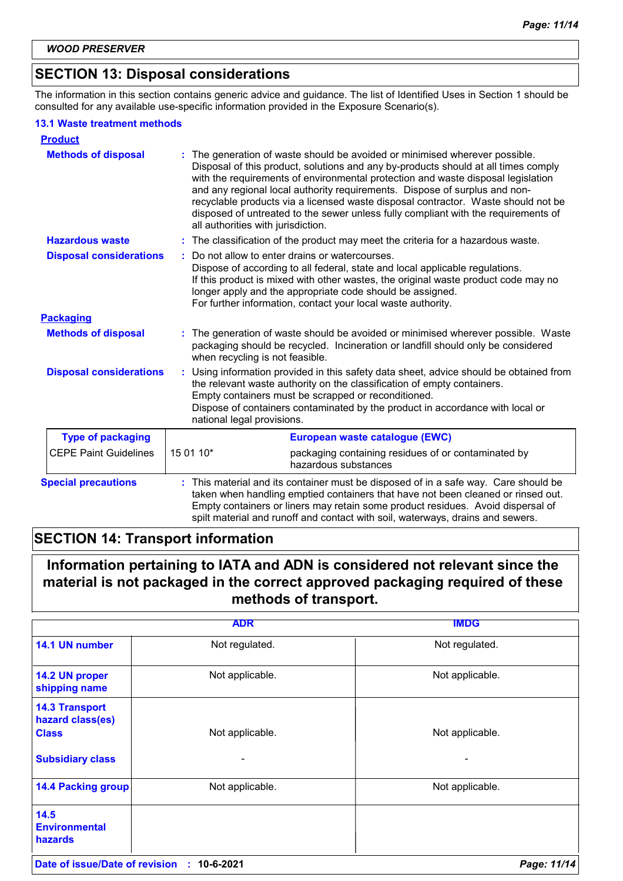## SECTION 13: Disposal considerations

The information in this section contains generic advice and guidance. The list of Identified Uses in Section 1 should be consulted for any available use-specific information provided in the Exposure Scenario(s).

### 13.1 Waste treatment methods

**Product**

**Methods of disposal** : The generation of waste should be avoided or minimised wherever possible. Disposal of this product, solutions and any by-products should at all times comply with the requirements of environmental protection and waste disposal legislation and any regional local authority requirements. Dispose of surplus and non-recyclable products via a licensed waste disposal contractor. Waste should not be disposed of untreated to the sewer unless fully compliant with the requirements of all authorities with jurisdiction.

**Hazardous waste** : The classification of the product may meet the criteria for a hazardous waste.

**Disposal considerations** : Do not allow to enter drains or watercourses.
Dispose of according to all federal, state and local applicable regulations.
If this product is mixed with other wastes, the original waste product code may no longer apply and the appropriate code should be assigned.
For further information, contact your local waste authority.

**Packaging**

**Methods of disposal** : The generation of waste should be avoided or minimised wherever possible. Waste packaging should be recycled. Incineration or landfill should only be considered when recycling is not feasible.

**Disposal considerations** : Using information provided in this safety data sheet, advice should be obtained from the relevant waste authority on the classification of empty containers.
Empty containers must be scrapped or reconditioned.
Dispose of containers contaminated by the product in accordance with local or national legal provisions.

| Type of packaging | European waste catalogue (EWC) | |
|---|---|---|
| CEPE Paint Guidelines | 15 01 10* | packaging containing residues of or contaminated by hazardous substances |

**Special precautions** : This material and its container must be disposed of in a safe way. Care should be taken when handling emptied containers that have not been cleaned or rinsed out. Empty containers or liners may retain some product residues. Avoid dispersal of spilt material and runoff and contact with soil, waterways, drains and sewers.

## SECTION 14: Transport information

**Information pertaining to IATA and ADN is considered not relevant since the material is not packaged in the correct approved packaging required of these methods of transport.**

| | ADR | IMDG |
|---|---|---|
| **14.1 UN number** | Not regulated. | Not regulated. |
| **14.2 UN proper shipping name** | Not applicable. | Not applicable. |
| **14.3 Transport hazard class(es)** **Class** | Not applicable. | Not applicable. |
| **Subsidiary class** | - | - |
| **14.4 Packing group** | Not applicable. | Not applicable. |
| **14.5 Environmental hazards** | | |

**Date of issue/Date of revision** : **10-6-2021**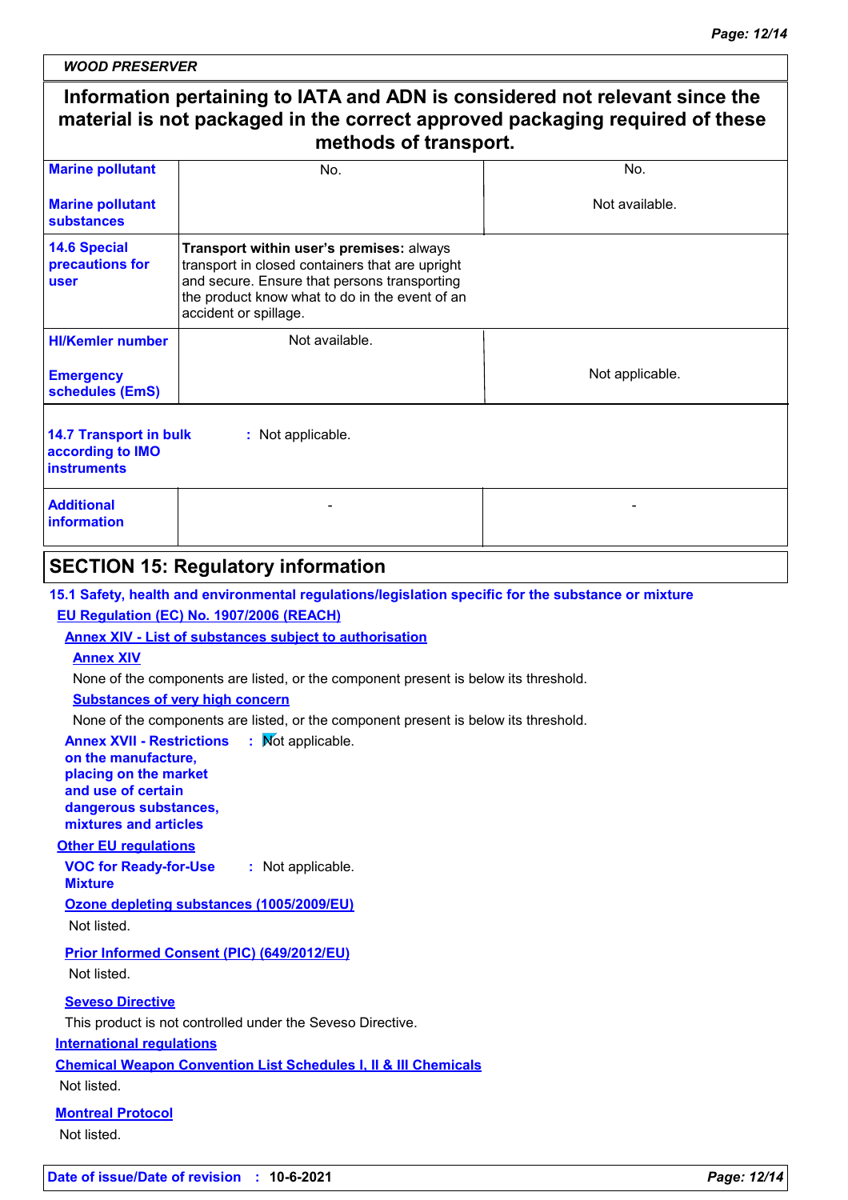**WOOD PRESERVER**

**Information pertaining to IATA and ADN is considered not relevant since the material is not packaged in the correct approved packaging required of these methods of transport.**

| | | |
|---|---|---|
| **Marine pollutant** | No. | No. |
| **Marine pollutant substances** | | Not available. |
| **14.6 Special precautions for user** | **Transport within user's premises:** always transport in closed containers that are upright and secure. Ensure that persons transporting the product know what to do in the event of an accident or spillage. | |
| **HI/Kemler number** | Not available. | |
| **Emergency schedules (EmS)** | | Not applicable. |

**14.7 Transport in bulk according to IMO instruments** : Not applicable.

| | | |
|---|---|---|
| **Additional information** | - | - |

## SECTION 15: Regulatory information

**15.1 Safety, health and environmental regulations/legislation specific for the substance or mixture**

**EU Regulation (EC) No. 1907/2006 (REACH)**

**Annex XIV - List of substances subject to authorisation**

**Annex XIV**

None of the components are listed, or the component present is below its threshold.

**Substances of very high concern**

None of the components are listed, or the component present is below its threshold.

**Annex XVII - Restrictions on the manufacture, placing on the market and use of certain dangerous substances, mixtures and articles** : Not applicable.

**Other EU regulations**

**VOC for Ready-for-Use Mixture** : Not applicable.

**Ozone depleting substances (1005/2009/EU)**

Not listed.

**Prior Informed Consent (PIC) (649/2012/EU)**

Not listed.

**Seveso Directive**

This product is not controlled under the Seveso Directive.

**International regulations**

**Chemical Weapon Convention List Schedules I, II & III Chemicals**

Not listed.

**Montreal Protocol**

Not listed.

**Date of issue/Date of revision** : **10-6-2021**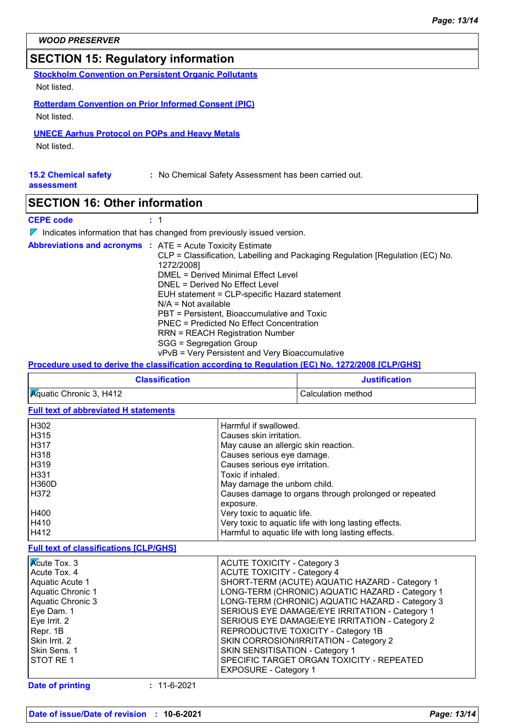**WOOD PRESERVER**

## SECTION 15: Regulatory information

**Stockholm Convention on Persistent Organic Pollutants**

Not listed.

**Rotterdam Convention on Prior Informed Consent (PIC)**

Not listed.

**UNECE Aarhus Protocol on POPs and Heavy Metals**

Not listed.

**15.2 Chemical safety assessment** : No Chemical Safety Assessment has been carried out.

## SECTION 16: Other information

**CEPE code** : 1

Indicates information that has changed from previously issued version.

**Abbreviations and acronyms** :
ATE = Acute Toxicity Estimate
CLP = Classification, Labelling and Packaging Regulation [Regulation (EC) No. 1272/2008]
DMEL = Derived Minimal Effect Level
DNEL = Derived No Effect Level
EUH statement = CLP-specific Hazard statement
N/A = Not available
PBT = Persistent, Bioaccumulative and Toxic
PNEC = Predicted No Effect Concentration
RRN = REACH Registration Number
SGG = Segregation Group
vPvB = Very Persistent and Very Bioaccumulative

**Procedure used to derive the classification according to Regulation (EC) No. 1272/2008 [CLP/GHS]**

| Classification | Justification |
|---|---|
| Aquatic Chronic 3, H412 | Calculation method |

**Full text of abbreviated H statements**

| | |
|---|---|
| H302 | Harmful if swallowed. |
| H315 | Causes skin irritation. |
| H317 | May cause an allergic skin reaction. |
| H318 | Causes serious eye damage. |
| H319 | Causes serious eye irritation. |
| H331 | Toxic if inhaled. |
| H360D | May damage the unborn child. |
| H372 | Causes damage to organs through prolonged or repeated exposure. |
| H400 | Very toxic to aquatic life. |
| H410 | Very toxic to aquatic life with long lasting effects. |
| H412 | Harmful to aquatic life with long lasting effects. |

**Full text of classifications [CLP/GHS]**

| | |
|---|---|
| Acute Tox. 3 | ACUTE TOXICITY - Category 3 |
| Acute Tox. 4 | ACUTE TOXICITY - Category 4 |
| Aquatic Acute 1 | SHORT-TERM (ACUTE) AQUATIC HAZARD - Category 1 |
| Aquatic Chronic 1 | LONG-TERM (CHRONIC) AQUATIC HAZARD - Category 1 |
| Aquatic Chronic 3 | LONG-TERM (CHRONIC) AQUATIC HAZARD - Category 3 |
| Eye Dam. 1 | SERIOUS EYE DAMAGE/EYE IRRITATION - Category 1 |
| Eye Irrit. 2 | SERIOUS EYE DAMAGE/EYE IRRITATION - Category 2 |
| Repr. 1B | REPRODUCTIVE TOXICITY - Category 1B |
| Skin Irrit. 2 | SKIN CORROSION/IRRITATION - Category 2 |
| Skin Sens. 1 | SKIN SENSITISATION - Category 1 |
| STOT RE 1 | SPECIFIC TARGET ORGAN TOXICITY - REPEATED EXPOSURE - Category 1 |

**Date of printing** : 11-6-2021

**Date of issue/Date of revision** : **10-6-2021**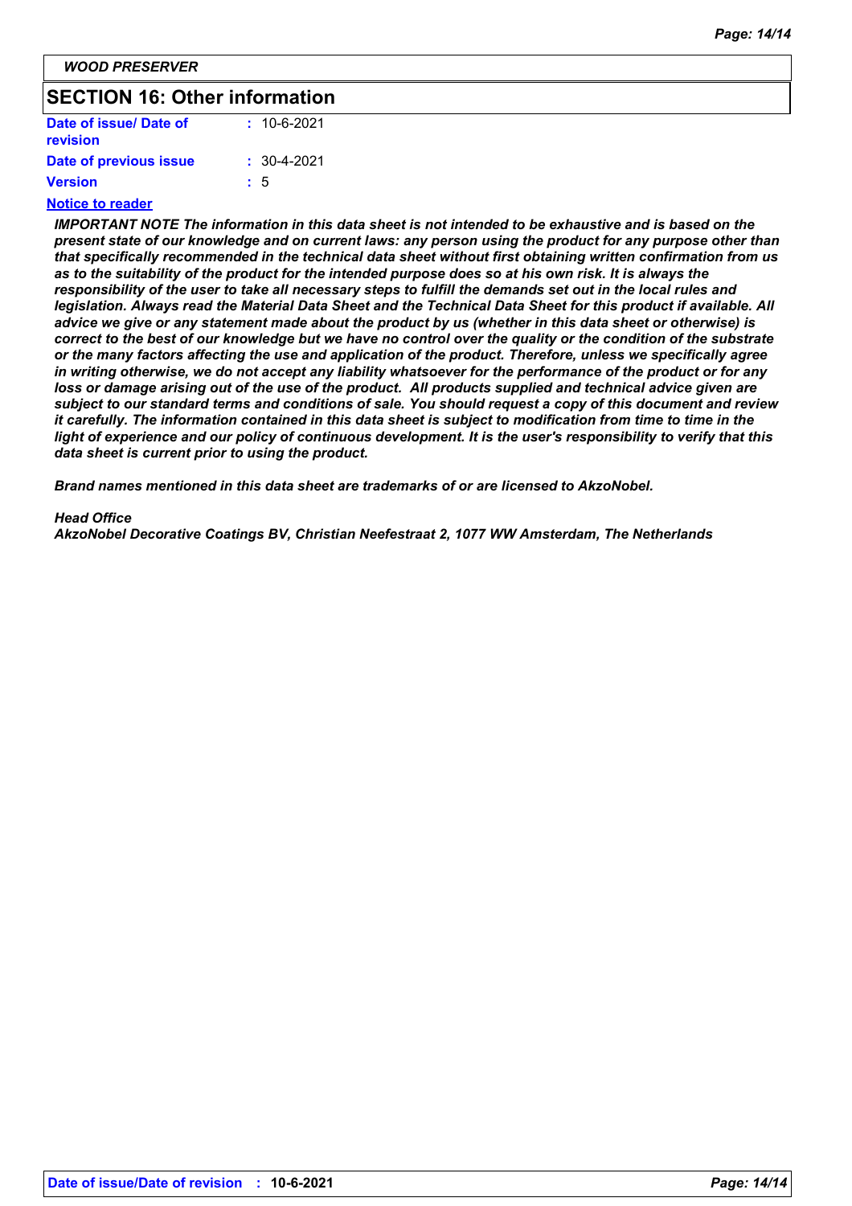*WOOD PRESERVER*

## SECTION 16: Other information

| | |
|---|---|
| **Date of issue/ Date of revision** | : 10-6-2021 |
| **Date of previous issue** | : 30-4-2021 |
| **Version** | : 5 |

**Notice to reader**

***IMPORTANT NOTE The information in this data sheet is not intended to be exhaustive and is based on the present state of our knowledge and on current laws: any person using the product for any purpose other than that specifically recommended in the technical data sheet without first obtaining written confirmation from us as to the suitability of the product for the intended purpose does so at his own risk. It is always the responsibility of the user to take all necessary steps to fulfill the demands set out in the local rules and legislation. Always read the Material Data Sheet and the Technical Data Sheet for this product if available. All advice we give or any statement made about the product by us (whether in this data sheet or otherwise) is correct to the best of our knowledge but we have no control over the quality or the condition of the substrate or the many factors affecting the use and application of the product. Therefore, unless we specifically agree in writing otherwise, we do not accept any liability whatsoever for the performance of the product or for any loss or damage arising out of the use of the product. All products supplied and technical advice given are subject to our standard terms and conditions of sale. You should request a copy of this document and review it carefully. The information contained in this data sheet is subject to modification from time to time in the light of experience and our policy of continuous development. It is the user's responsibility to verify that this data sheet is current prior to using the product.***

***Brand names mentioned in this data sheet are trademarks of or are licensed to AkzoNobel.***

***Head Office***
***AkzoNobel Decorative Coatings BV, Christian Neefestraat 2, 1077 WW Amsterdam, The Netherlands***